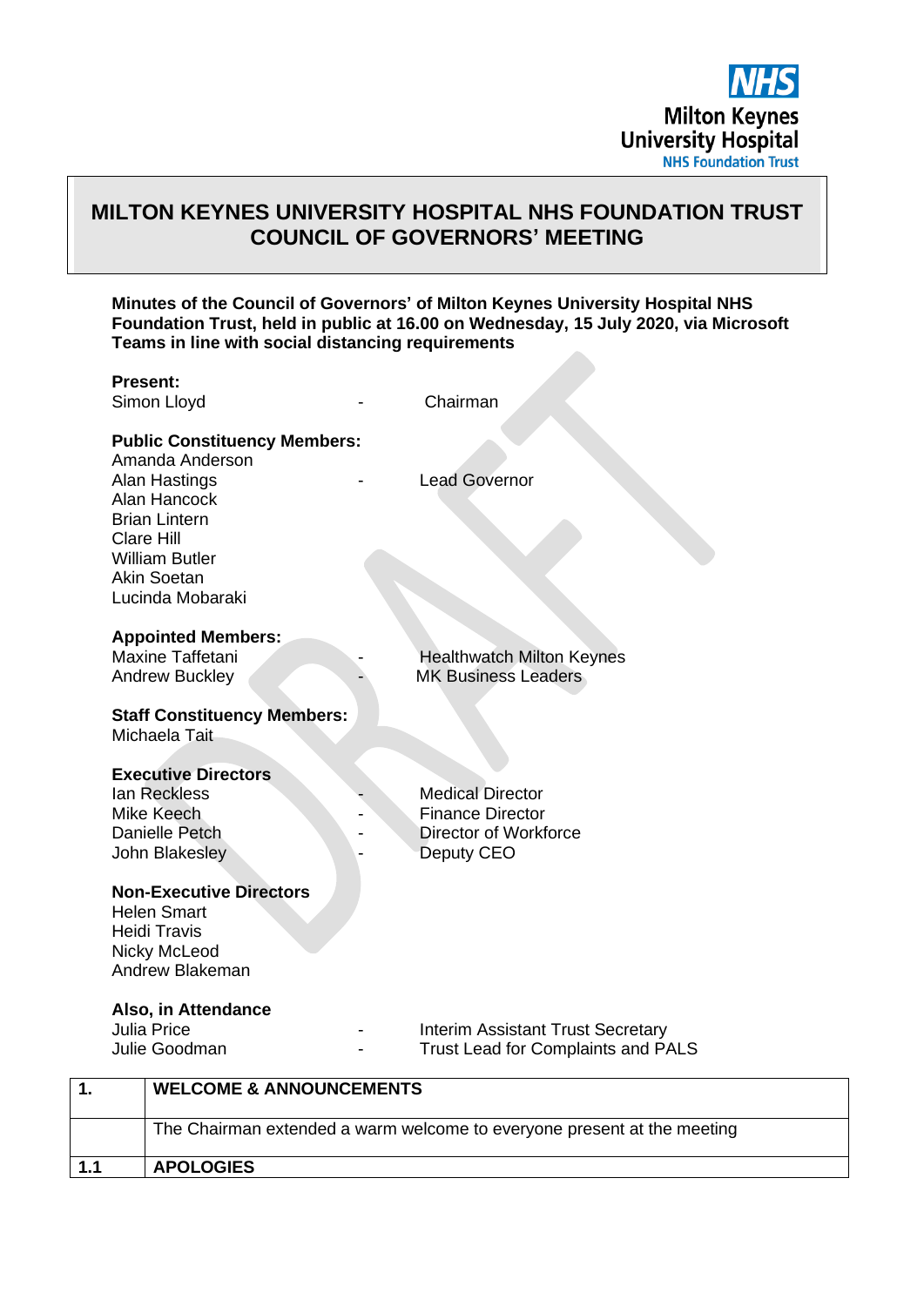NHS
Milton Keynes University Hospital
NHS Foundation Trust

# MILTON KEYNES UNIVERSITY HOSPITAL NHS FOUNDATION TRUST COUNCIL OF GOVERNORS' MEETING

**Minutes of the Council of Governors' of Milton Keynes University Hospital NHS Foundation Trust, held in public at 16.00 on Wednesday, 15 July 2020, via Microsoft Teams in line with social distancing requirements**

**Present:**
Simon Lloyd - Chairman

**Public Constituency Members:**
Amanda Anderson
Alan Hastings - Lead Governor
Alan Hancock
Brian Lintern
Clare Hill
William Butler
Akin Soetan
Lucinda Mobaraki

**Appointed Members:**
Maxine Taffetani - Healthwatch Milton Keynes
Andrew Buckley - MK Business Leaders

**Staff Constituency Members:**
Michaela Tait

**Executive Directors**
Ian Reckless - Medical Director
Mike Keech - Finance Director
Danielle Petch - Director of Workforce
John Blakesley - Deputy CEO

**Non-Executive Directors**
Helen Smart
Heidi Travis
Nicky McLeod
Andrew Blakeman

**Also, in Attendance**
Julia Price - Interim Assistant Trust Secretary
Julie Goodman - Trust Lead for Complaints and PALS

| | |
|---|---|
| **1.** | **WELCOME & ANNOUNCEMENTS** |
| | The Chairman extended a warm welcome to everyone present at the meeting |
| **1.1** | **APOLOGIES** |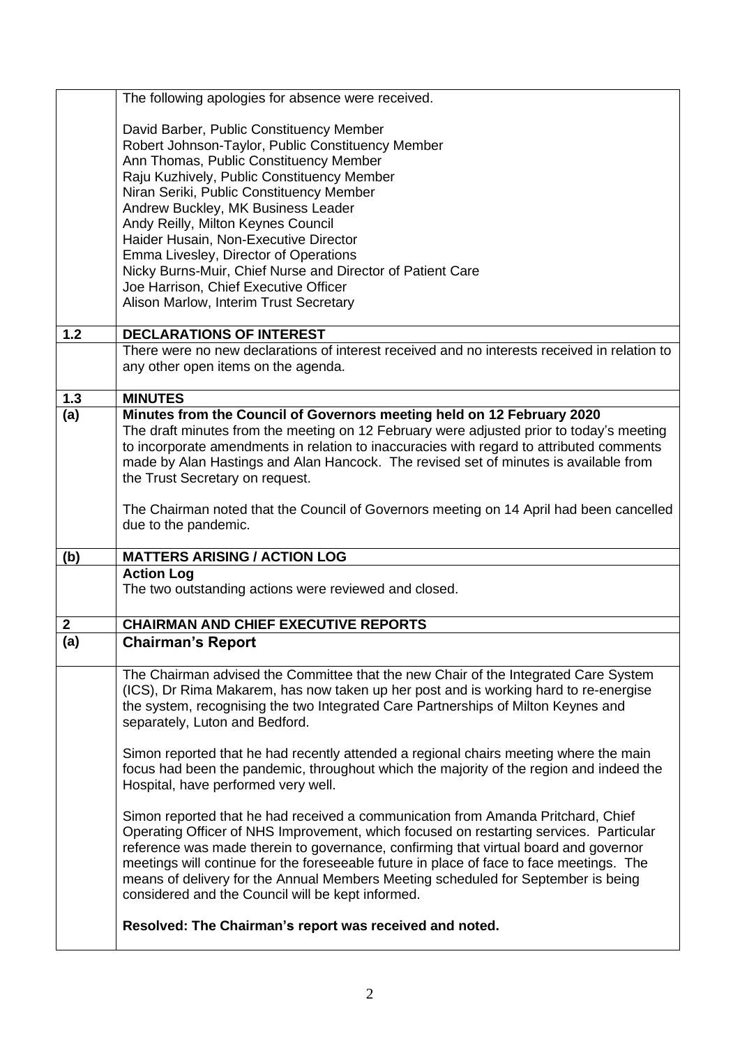| | |
|---|---|
| | The following apologies for absence were received.<br><br>David Barber, Public Constituency Member<br>Robert Johnson-Taylor, Public Constituency Member<br>Ann Thomas, Public Constituency Member<br>Raju Kuzhively, Public Constituency Member<br>Niran Seriki, Public Constituency Member<br>Andrew Buckley, MK Business Leader<br>Andy Reilly, Milton Keynes Council<br>Haider Husain, Non-Executive Director<br>Emma Livesley, Director of Operations<br>Nicky Burns-Muir, Chief Nurse and Director of Patient Care<br>Joe Harrison, Chief Executive Officer<br>Alison Marlow, Interim Trust Secretary |
| **1.2** | **DECLARATIONS OF INTEREST** |
| | There were no new declarations of interest received and no interests received in relation to any other open items on the agenda. |
| **1.3** | **MINUTES** |
| **(a)** | **Minutes from the Council of Governors meeting held on 12 February 2020**<br>The draft minutes from the meeting on 12 February were adjusted prior to today's meeting to incorporate amendments in relation to inaccuracies with regard to attributed comments made by Alan Hastings and Alan Hancock. The revised set of minutes is available from the Trust Secretary on request.<br><br>The Chairman noted that the Council of Governors meeting on 14 April had been cancelled due to the pandemic. |
| **(b)** | **MATTERS ARISING / ACTION LOG** |
| | **Action Log**<br>The two outstanding actions were reviewed and closed. |
| **2** | **CHAIRMAN AND CHIEF EXECUTIVE REPORTS** |
| **(a)** | **Chairman's Report** |
| | The Chairman advised the Committee that the new Chair of the Integrated Care System (ICS), Dr Rima Makarem, has now taken up her post and is working hard to re-energise the system, recognising the two Integrated Care Partnerships of Milton Keynes and separately, Luton and Bedford.<br><br>Simon reported that he had recently attended a regional chairs meeting where the main focus had been the pandemic, throughout which the majority of the region and indeed the Hospital, have performed very well.<br><br>Simon reported that he had received a communication from Amanda Pritchard, Chief Operating Officer of NHS Improvement, which focused on restarting services. Particular reference was made therein to governance, confirming that virtual board and governor meetings will continue for the foreseeable future in place of face to face meetings. The means of delivery for the Annual Members Meeting scheduled for September is being considered and the Council will be kept informed.<br><br>**Resolved: The Chairman's report was received and noted.** |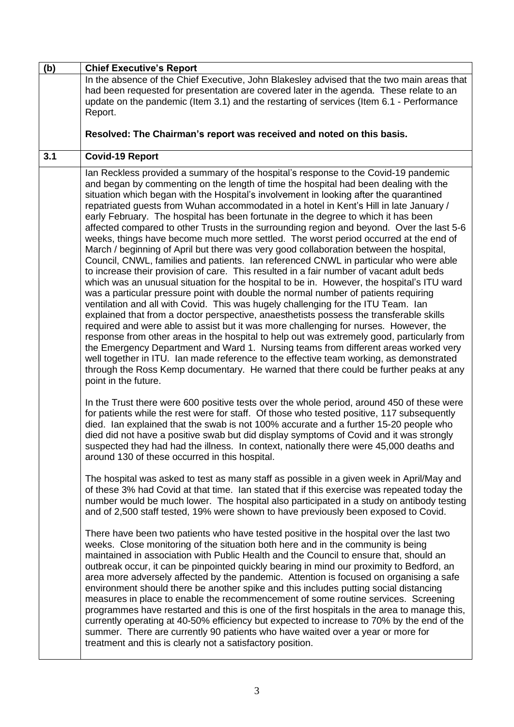| | |
|---|---|
| **(b)** | **Chief Executive's Report** |
| | In the absence of the Chief Executive, John Blakesley advised that the two main areas that had been requested for presentation are covered later in the agenda. These relate to an update on the pandemic (Item 3.1) and the restarting of services (Item 6.1 - Performance Report.<br><br>**Resolved: The Chairman's report was received and noted on this basis.** |
| **3.1** | **Covid-19 Report** |
| | Ian Reckless provided a summary of the hospital's response to the Covid-19 pandemic and began by commenting on the length of time the hospital had been dealing with the situation which began with the Hospital's involvement in looking after the quarantined repatriated guests from Wuhan accommodated in a hotel in Kent's Hill in late January / early February. The hospital has been fortunate in the degree to which it has been affected compared to other Trusts in the surrounding region and beyond. Over the last 5-6 weeks, things have become much more settled. The worst period occurred at the end of March / beginning of April but there was very good collaboration between the hospital, Council, CNWL, families and patients. Ian referenced CNWL in particular who were able to increase their provision of care. This resulted in a fair number of vacant adult beds which was an unusual situation for the hospital to be in. However, the hospital's ITU ward was a particular pressure point with double the normal number of patients requiring ventilation and all with Covid. This was hugely challenging for the ITU Team. Ian explained that from a doctor perspective, anaesthetists possess the transferable skills required and were able to assist but it was more challenging for nurses. However, the response from other areas in the hospital to help out was extremely good, particularly from the Emergency Department and Ward 1. Nursing teams from different areas worked very well together in ITU. Ian made reference to the effective team working, as demonstrated through the Ross Kemp documentary. He warned that there could be further peaks at any point in the future.<br><br>In the Trust there were 600 positive tests over the whole period, around 450 of these were for patients while the rest were for staff. Of those who tested positive, 117 subsequently died. Ian explained that the swab is not 100% accurate and a further 15-20 people who died did not have a positive swab but did display symptoms of Covid and it was strongly suspected they had had the illness. In context, nationally there were 45,000 deaths and around 130 of these occurred in this hospital.<br><br>The hospital was asked to test as many staff as possible in a given week in April/May and of these 3% had Covid at that time. Ian stated that if this exercise was repeated today the number would be much lower. The hospital also participated in a study on antibody testing and of 2,500 staff tested, 19% were shown to have previously been exposed to Covid.<br><br>There have been two patients who have tested positive in the hospital over the last two weeks. Close monitoring of the situation both here and in the community is being maintained in association with Public Health and the Council to ensure that, should an outbreak occur, it can be pinpointed quickly bearing in mind our proximity to Bedford, an area more adversely affected by the pandemic. Attention is focused on organising a safe environment should there be another spike and this includes putting social distancing measures in place to enable the recommencement of some routine services. Screening programmes have restarted and this is one of the first hospitals in the area to manage this, currently operating at 40-50% efficiency but expected to increase to 70% by the end of the summer. There are currently 90 patients who have waited over a year or more for treatment and this is clearly not a satisfactory position. |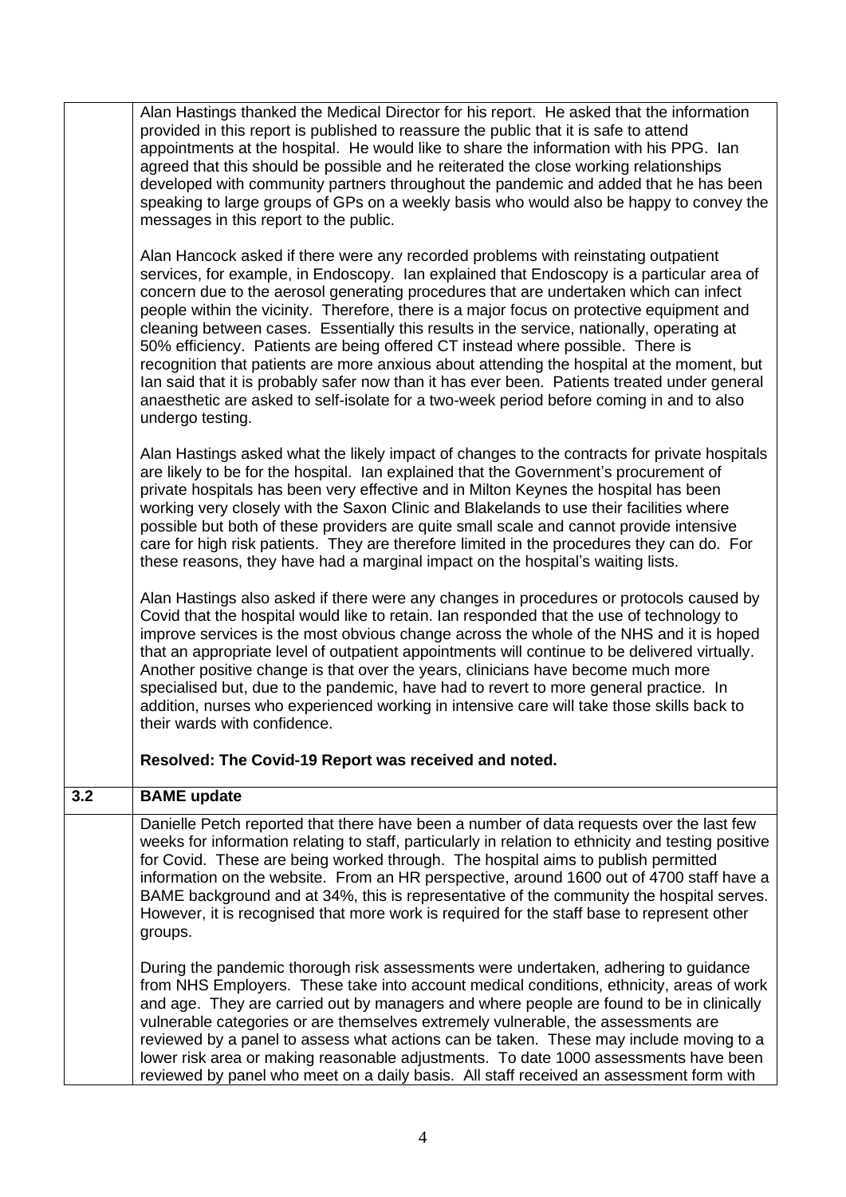| | |
|---|---|
| | Alan Hastings thanked the Medical Director for his report. He asked that the information provided in this report is published to reassure the public that it is safe to attend appointments at the hospital. He would like to share the information with his PPG. Ian agreed that this should be possible and he reiterated the close working relationships developed with community partners throughout the pandemic and added that he has been speaking to large groups of GPs on a weekly basis who would also be happy to convey the messages in this report to the public.<br><br>Alan Hancock asked if there were any recorded problems with reinstating outpatient services, for example, in Endoscopy. Ian explained that Endoscopy is a particular area of concern due to the aerosol generating procedures that are undertaken which can infect people within the vicinity. Therefore, there is a major focus on protective equipment and cleaning between cases. Essentially this results in the service, nationally, operating at 50% efficiency. Patients are being offered CT instead where possible. There is recognition that patients are more anxious about attending the hospital at the moment, but Ian said that it is probably safer now than it has ever been. Patients treated under general anaesthetic are asked to self-isolate for a two-week period before coming in and to also undergo testing.<br><br>Alan Hastings asked what the likely impact of changes to the contracts for private hospitals are likely to be for the hospital. Ian explained that the Government's procurement of private hospitals has been very effective and in Milton Keynes the hospital has been working very closely with the Saxon Clinic and Blakelands to use their facilities where possible but both of these providers are quite small scale and cannot provide intensive care for high risk patients. They are therefore limited in the procedures they can do. For these reasons, they have had a marginal impact on the hospital's waiting lists.<br><br>Alan Hastings also asked if there were any changes in procedures or protocols caused by Covid that the hospital would like to retain. Ian responded that the use of technology to improve services is the most obvious change across the whole of the NHS and it is hoped that an appropriate level of outpatient appointments will continue to be delivered virtually. Another positive change is that over the years, clinicians have become much more specialised but, due to the pandemic, have had to revert to more general practice. In addition, nurses who experienced working in intensive care will take those skills back to their wards with confidence.<br><br>**Resolved: The Covid-19 Report was received and noted.** |
| **3.2** | **BAME update** |
| | Danielle Petch reported that there have been a number of data requests over the last few weeks for information relating to staff, particularly in relation to ethnicity and testing positive for Covid. These are being worked through. The hospital aims to publish permitted information on the website. From an HR perspective, around 1600 out of 4700 staff have a BAME background and at 34%, this is representative of the community the hospital serves. However, it is recognised that more work is required for the staff base to represent other groups.<br><br>During the pandemic thorough risk assessments were undertaken, adhering to guidance from NHS Employers. These take into account medical conditions, ethnicity, areas of work and age. They are carried out by managers and where people are found to be in clinically vulnerable categories or are themselves extremely vulnerable, the assessments are reviewed by a panel to assess what actions can be taken. These may include moving to a lower risk area or making reasonable adjustments. To date 1000 assessments have been reviewed by panel who meet on a daily basis. All staff received an assessment form with |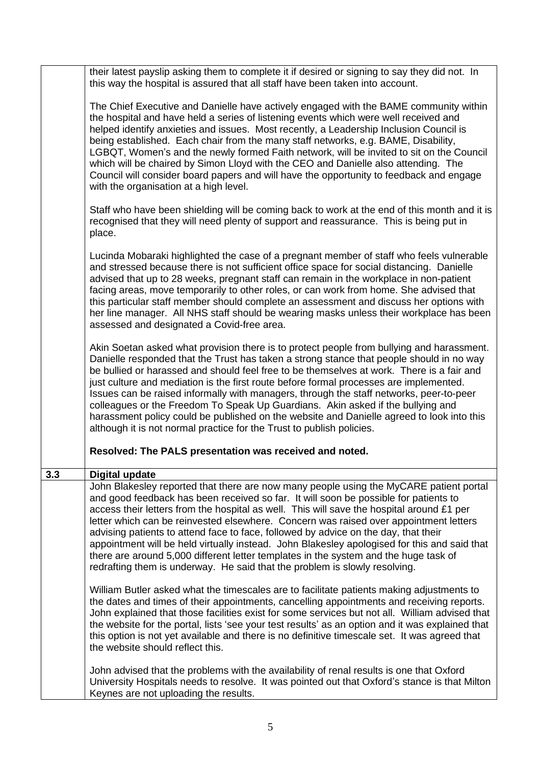| | |
|---|---|
| | their latest payslip asking them to complete it if desired or signing to say they did not. In this way the hospital is assured that all staff have been taken into account.<br><br>The Chief Executive and Danielle have actively engaged with the BAME community within the hospital and have held a series of listening events which were well received and helped identify anxieties and issues. Most recently, a Leadership Inclusion Council is being established. Each chair from the many staff networks, e.g. BAME, Disability, LGBQT, Women's and the newly formed Faith network, will be invited to sit on the Council which will be chaired by Simon Lloyd with the CEO and Danielle also attending. The Council will consider board papers and will have the opportunity to feedback and engage with the organisation at a high level.<br><br>Staff who have been shielding will be coming back to work at the end of this month and it is recognised that they will need plenty of support and reassurance. This is being put in place.<br><br>Lucinda Mobaraki highlighted the case of a pregnant member of staff who feels vulnerable and stressed because there is not sufficient office space for social distancing. Danielle advised that up to 28 weeks, pregnant staff can remain in the workplace in non-patient facing areas, move temporarily to other roles, or can work from home. She advised that this particular staff member should complete an assessment and discuss her options with her line manager. All NHS staff should be wearing masks unless their workplace has been assessed and designated a Covid-free area.<br><br>Akin Soetan asked what provision there is to protect people from bullying and harassment. Danielle responded that the Trust has taken a strong stance that people should in no way be bullied or harassed and should feel free to be themselves at work. There is a fair and just culture and mediation is the first route before formal processes are implemented. Issues can be raised informally with managers, through the staff networks, peer-to-peer colleagues or the Freedom To Speak Up Guardians. Akin asked if the bullying and harassment policy could be published on the website and Danielle agreed to look into this although it is not normal practice for the Trust to publish policies.<br><br>**Resolved: The PALS presentation was received and noted.** |
| **3.3** | **Digital update** |
| | John Blakesley reported that there are now many people using the MyCARE patient portal and good feedback has been received so far. It will soon be possible for patients to access their letters from the hospital as well. This will save the hospital around £1 per letter which can be reinvested elsewhere. Concern was raised over appointment letters advising patients to attend face to face, followed by advice on the day, that their appointment will be held virtually instead. John Blakesley apologised for this and said that there are around 5,000 different letter templates in the system and the huge task of redrafting them is underway. He said that the problem is slowly resolving.<br><br>William Butler asked what the timescales are to facilitate patients making adjustments to the dates and times of their appointments, cancelling appointments and receiving reports. John explained that those facilities exist for some services but not all. William advised that the website for the portal, lists 'see your test results' as an option and it was explained that this option is not yet available and there is no definitive timescale set. It was agreed that the website should reflect this.<br><br>John advised that the problems with the availability of renal results is one that Oxford University Hospitals needs to resolve. It was pointed out that Oxford's stance is that Milton Keynes are not uploading the results. |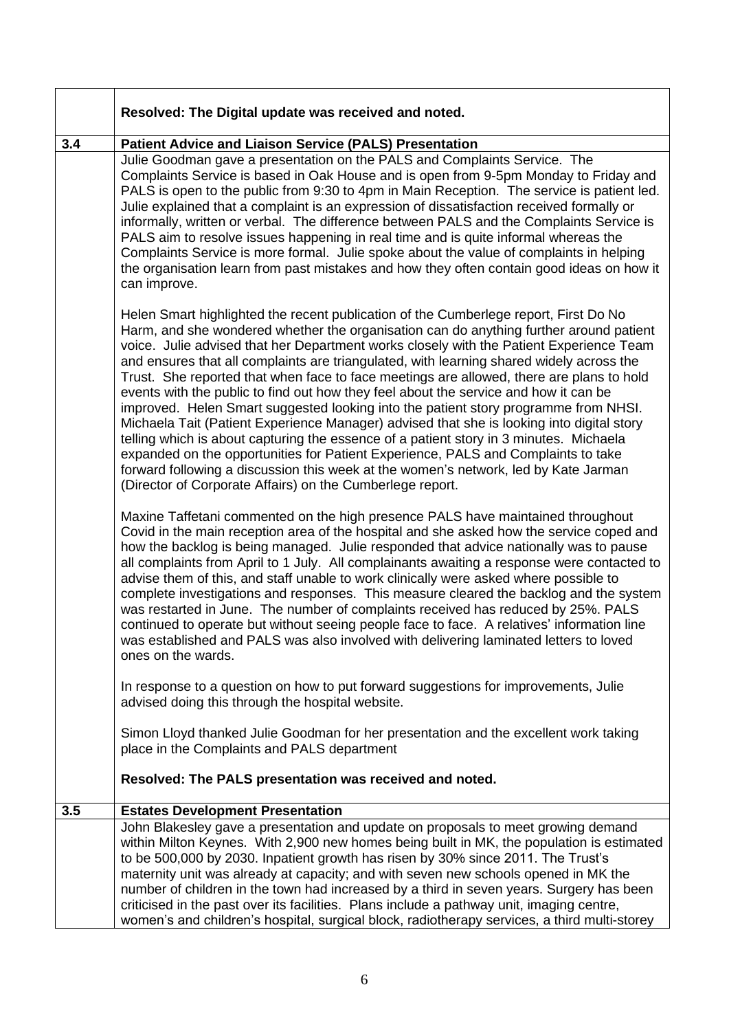| | |
|---|---|
| | **Resolved: The Digital update was received and noted.** |
| **3.4** | **Patient Advice and Liaison Service (PALS) Presentation** |
| | Julie Goodman gave a presentation on the PALS and Complaints Service. The Complaints Service is based in Oak House and is open from 9-5pm Monday to Friday and PALS is open to the public from 9:30 to 4pm in Main Reception. The service is patient led. Julie explained that a complaint is an expression of dissatisfaction received formally or informally, written or verbal. The difference between PALS and the Complaints Service is PALS aim to resolve issues happening in real time and is quite informal whereas the Complaints Service is more formal. Julie spoke about the value of complaints in helping the organisation learn from past mistakes and how they often contain good ideas on how it can improve.<br><br>Helen Smart highlighted the recent publication of the Cumberlege report, First Do No Harm, and she wondered whether the organisation can do anything further around patient voice. Julie advised that her Department works closely with the Patient Experience Team and ensures that all complaints are triangulated, with learning shared widely across the Trust. She reported that when face to face meetings are allowed, there are plans to hold events with the public to find out how they feel about the service and how it can be improved. Helen Smart suggested looking into the patient story programme from NHSI. Michaela Tait (Patient Experience Manager) advised that she is looking into digital story telling which is about capturing the essence of a patient story in 3 minutes. Michaela expanded on the opportunities for Patient Experience, PALS and Complaints to take forward following a discussion this week at the women's network, led by Kate Jarman (Director of Corporate Affairs) on the Cumberlege report.<br><br>Maxine Taffetani commented on the high presence PALS have maintained throughout Covid in the main reception area of the hospital and she asked how the service coped and how the backlog is being managed. Julie responded that advice nationally was to pause all complaints from April to 1 July. All complainants awaiting a response were contacted to advise them of this, and staff unable to work clinically were asked where possible to complete investigations and responses. This measure cleared the backlog and the system was restarted in June. The number of complaints received has reduced by 25%. PALS continued to operate but without seeing people face to face. A relatives' information line was established and PALS was also involved with delivering laminated letters to loved ones on the wards.<br><br>In response to a question on how to put forward suggestions for improvements, Julie advised doing this through the hospital website.<br><br>Simon Lloyd thanked Julie Goodman for her presentation and the excellent work taking place in the Complaints and PALS department<br><br>**Resolved: The PALS presentation was received and noted.** |
| **3.5** | **Estates Development Presentation** |
| | John Blakesley gave a presentation and update on proposals to meet growing demand within Milton Keynes. With 2,900 new homes being built in MK, the population is estimated to be 500,000 by 2030. Inpatient growth has risen by 30% since 2011. The Trust's maternity unit was already at capacity; and with seven new schools opened in MK the number of children in the town had increased by a third in seven years. Surgery has been criticised in the past over its facilities. Plans include a pathway unit, imaging centre, women's and children's hospital, surgical block, radiotherapy services, a third multi-storey |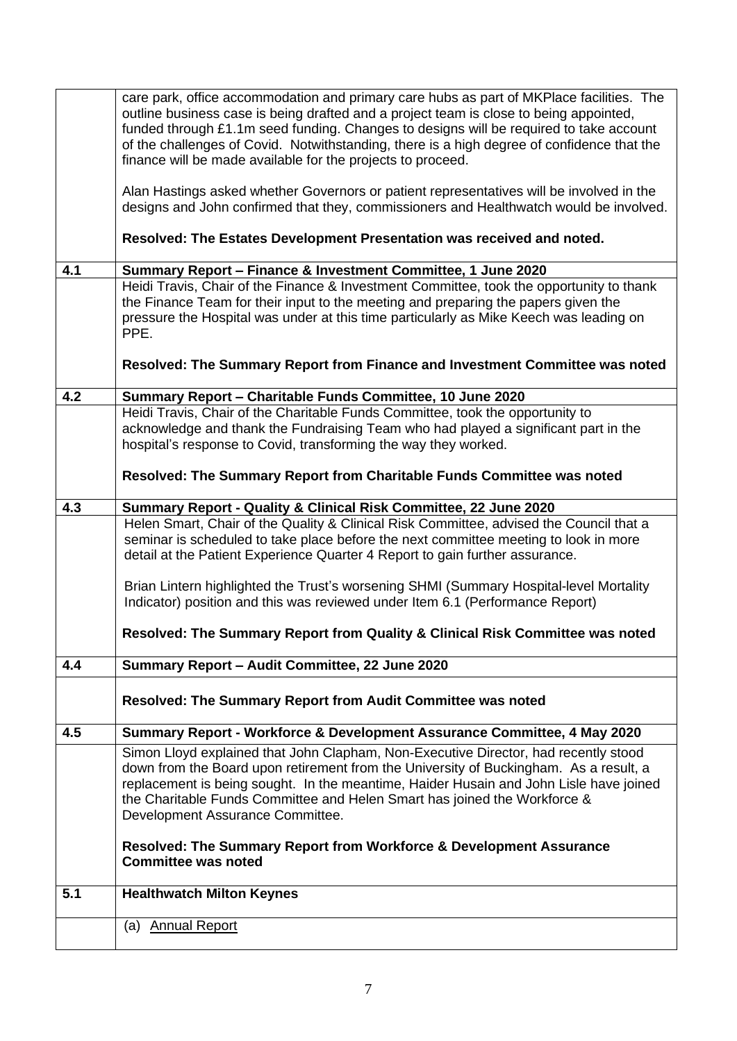| | |
|---|---|
| | care park, office accommodation and primary care hubs as part of MKPlace facilities. The outline business case is being drafted and a project team is close to being appointed, funded through £1.1m seed funding. Changes to designs will be required to take account of the challenges of Covid. Notwithstanding, there is a high degree of confidence that the finance will be made available for the projects to proceed.<br><br>Alan Hastings asked whether Governors or patient representatives will be involved in the designs and John confirmed that they, commissioners and Healthwatch would be involved.<br><br>**Resolved: The Estates Development Presentation was received and noted.** |
| **4.1** | **Summary Report – Finance & Investment Committee, 1 June 2020** |
| | Heidi Travis, Chair of the Finance & Investment Committee, took the opportunity to thank the Finance Team for their input to the meeting and preparing the papers given the pressure the Hospital was under at this time particularly as Mike Keech was leading on PPE.<br><br>**Resolved: The Summary Report from Finance and Investment Committee was noted** |
| **4.2** | **Summary Report – Charitable Funds Committee, 10 June 2020** |
| | Heidi Travis, Chair of the Charitable Funds Committee, took the opportunity to acknowledge and thank the Fundraising Team who had played a significant part in the hospital's response to Covid, transforming the way they worked.<br><br>**Resolved: The Summary Report from Charitable Funds Committee was noted** |
| **4.3** | **Summary Report - Quality & Clinical Risk Committee, 22 June 2020** |
| | Helen Smart, Chair of the Quality & Clinical Risk Committee, advised the Council that a seminar is scheduled to take place before the next committee meeting to look in more detail at the Patient Experience Quarter 4 Report to gain further assurance.<br><br>Brian Lintern highlighted the Trust's worsening SHMI (Summary Hospital-level Mortality Indicator) position and this was reviewed under Item 6.1 (Performance Report)<br><br>**Resolved: The Summary Report from Quality & Clinical Risk Committee was noted** |
| **4.4** | **Summary Report – Audit Committee, 22 June 2020** |
| | **Resolved: The Summary Report from Audit Committee was noted** |
| **4.5** | **Summary Report - Workforce & Development Assurance Committee, 4 May 2020** |
| | Simon Lloyd explained that John Clapham, Non-Executive Director, had recently stood down from the Board upon retirement from the University of Buckingham. As a result, a replacement is being sought. In the meantime, Haider Husain and John Lisle have joined the Charitable Funds Committee and Helen Smart has joined the Workforce & Development Assurance Committee.<br><br>**Resolved: The Summary Report from Workforce & Development Assurance Committee was noted** |
| **5.1** | **Healthwatch Milton Keynes** |
| | (a) Annual Report |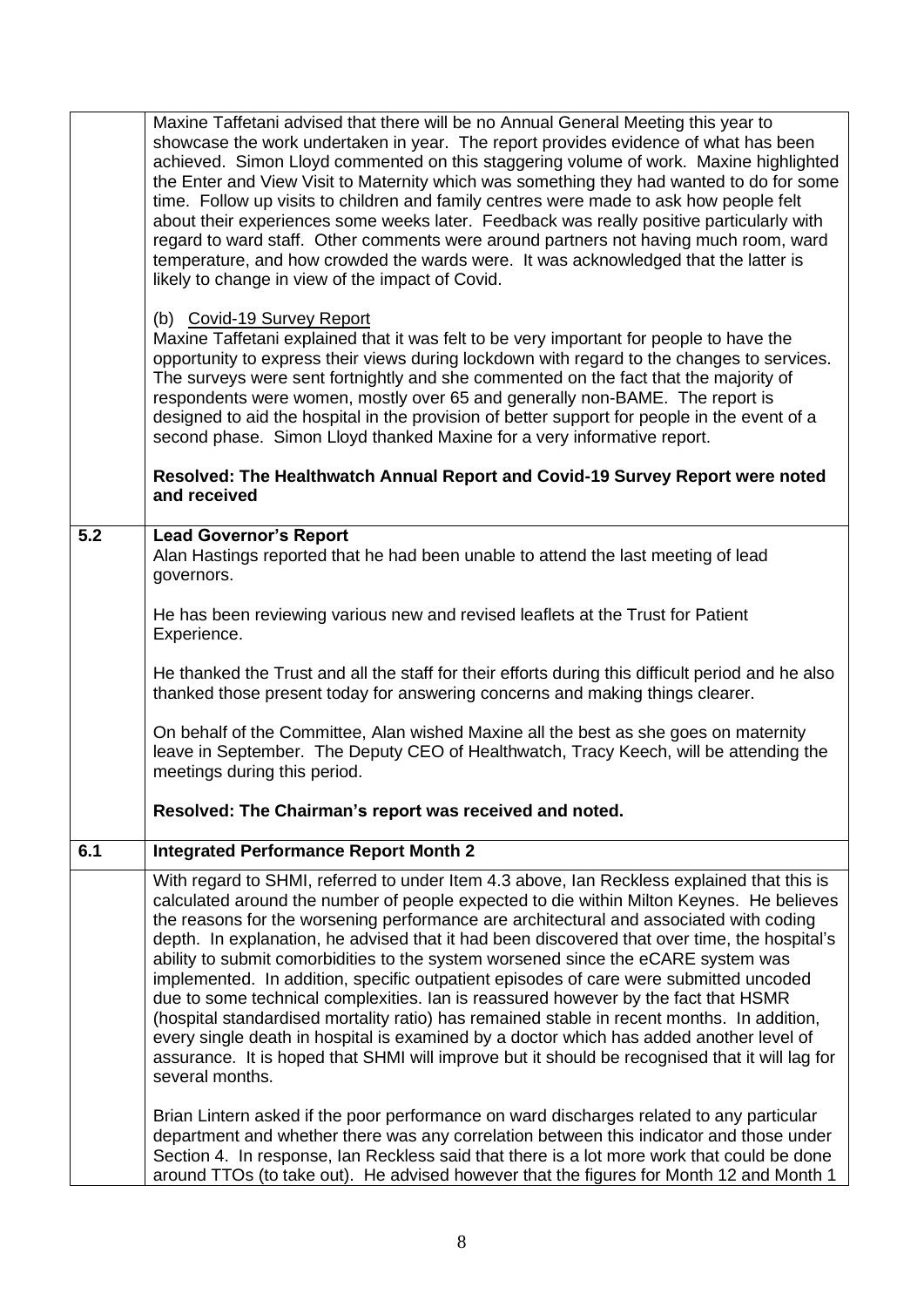| | |
|---|---|
| | Maxine Taffetani advised that there will be no Annual General Meeting this year to showcase the work undertaken in year. The report provides evidence of what has been achieved. Simon Lloyd commented on this staggering volume of work. Maxine highlighted the Enter and View Visit to Maternity which was something they had wanted to do for some time. Follow up visits to children and family centres were made to ask how people felt about their experiences some weeks later. Feedback was really positive particularly with regard to ward staff. Other comments were around partners not having much room, ward temperature, and how crowded the wards were. It was acknowledged that the latter is likely to change in view of the impact of Covid.<br><br>(b) Covid-19 Survey Report<br>Maxine Taffetani explained that it was felt to be very important for people to have the opportunity to express their views during lockdown with regard to the changes to services. The surveys were sent fortnightly and she commented on the fact that the majority of respondents were women, mostly over 65 and generally non-BAME. The report is designed to aid the hospital in the provision of better support for people in the event of a second phase. Simon Lloyd thanked Maxine for a very informative report.<br><br>**Resolved: The Healthwatch Annual Report and Covid-19 Survey Report were noted and received** |
| **5.2** | **Lead Governor's Report**<br>Alan Hastings reported that he had been unable to attend the last meeting of lead governors.<br><br>He has been reviewing various new and revised leaflets at the Trust for Patient Experience.<br><br>He thanked the Trust and all the staff for their efforts during this difficult period and he also thanked those present today for answering concerns and making things clearer.<br><br>On behalf of the Committee, Alan wished Maxine all the best as she goes on maternity leave in September. The Deputy CEO of Healthwatch, Tracy Keech, will be attending the meetings during this period.<br><br>**Resolved: The Chairman's report was received and noted.** |
| **6.1** | **Integrated Performance Report Month 2** |
| | With regard to SHMI, referred to under Item 4.3 above, Ian Reckless explained that this is calculated around the number of people expected to die within Milton Keynes. He believes the reasons for the worsening performance are architectural and associated with coding depth. In explanation, he advised that it had been discovered that over time, the hospital's ability to submit comorbidities to the system worsened since the eCARE system was implemented. In addition, specific outpatient episodes of care were submitted uncoded due to some technical complexities. Ian is reassured however by the fact that HSMR (hospital standardised mortality ratio) has remained stable in recent months. In addition, every single death in hospital is examined by a doctor which has added another level of assurance. It is hoped that SHMI will improve but it should be recognised that it will lag for several months.<br><br>Brian Lintern asked if the poor performance on ward discharges related to any particular department and whether there was any correlation between this indicator and those under Section 4. In response, Ian Reckless said that there is a lot more work that could be done around TTOs (to take out). He advised however that the figures for Month 12 and Month 1 |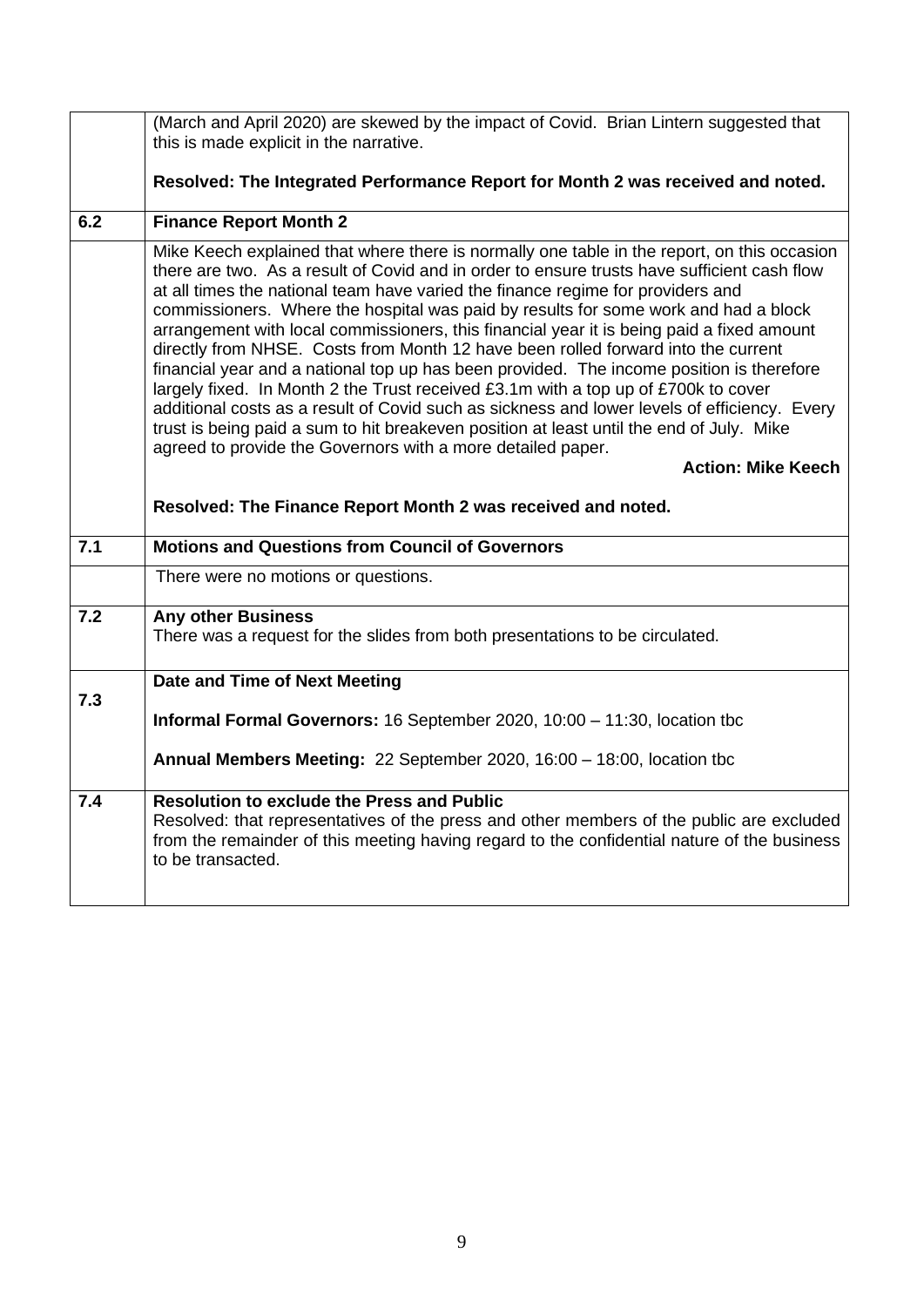| | |
|---|---|
| | (March and April 2020) are skewed by the impact of Covid. Brian Lintern suggested that this is made explicit in the narrative.<br><br>**Resolved: The Integrated Performance Report for Month 2 was received and noted.** |
| **6.2** | **Finance Report Month 2** |
| | Mike Keech explained that where there is normally one table in the report, on this occasion there are two. As a result of Covid and in order to ensure trusts have sufficient cash flow at all times the national team have varied the finance regime for providers and commissioners. Where the hospital was paid by results for some work and had a block arrangement with local commissioners, this financial year it is being paid a fixed amount directly from NHSE. Costs from Month 12 have been rolled forward into the current financial year and a national top up has been provided. The income position is therefore largely fixed. In Month 2 the Trust received £3.1m with a top up of £700k to cover additional costs as a result of Covid such as sickness and lower levels of efficiency. Every trust is being paid a sum to hit breakeven position at least until the end of July. Mike agreed to provide the Governors with a more detailed paper.<br>**Action: Mike Keech**<br><br>**Resolved: The Finance Report Month 2 was received and noted.** |
| **7.1** | **Motions and Questions from Council of Governors** |
| | There were no motions or questions. |
| **7.2** | **Any other Business**<br>There was a request for the slides from both presentations to be circulated. |
| **7.3** | **Date and Time of Next Meeting**<br><br>**Informal Formal Governors:** 16 September 2020, 10:00 – 11:30, location tbc<br><br>**Annual Members Meeting:** 22 September 2020, 16:00 – 18:00, location tbc |
| **7.4** | **Resolution to exclude the Press and Public**<br>Resolved: that representatives of the press and other members of the public are excluded from the remainder of this meeting having regard to the confidential nature of the business to be transacted. |